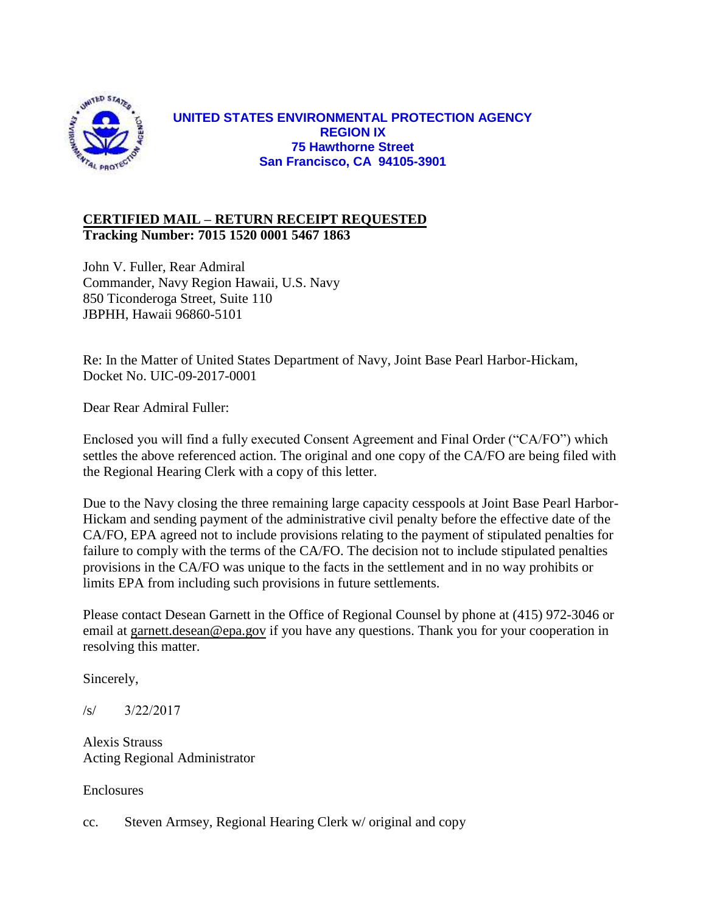**UNITED STATES ENVIRONMENTAL PROTECTION AGENCY**
**REGION IX**
**75 Hawthorne Street**
**San Francisco, CA 94105-3901**

**CERTIFIED MAIL – RETURN RECEIPT REQUESTED**
**Tracking Number: 7015 1520 0001 5467 1863**

John V. Fuller, Rear Admiral
Commander, Navy Region Hawaii, U.S. Navy
850 Ticonderoga Street, Suite 110
JBPHH, Hawaii 96860-5101

Re: In the Matter of United States Department of Navy, Joint Base Pearl Harbor-Hickam, Docket No. UIC-09-2017-0001

Dear Rear Admiral Fuller:

Enclosed you will find a fully executed Consent Agreement and Final Order ("CA/FO") which settles the above referenced action. The original and one copy of the CA/FO are being filed with the Regional Hearing Clerk with a copy of this letter.

Due to the Navy closing the three remaining large capacity cesspools at Joint Base Pearl Harbor-Hickam and sending payment of the administrative civil penalty before the effective date of the CA/FO, EPA agreed not to include provisions relating to the payment of stipulated penalties for failure to comply with the terms of the CA/FO. The decision not to include stipulated penalties provisions in the CA/FO was unique to the facts in the settlement and in no way prohibits or limits EPA from including such provisions in future settlements.

Please contact Desean Garnett in the Office of Regional Counsel by phone at (415) 972-3046 or email at garnett.desean@epa.gov if you have any questions. Thank you for your cooperation in resolving this matter.

Sincerely,

/s/ 3/22/2017

Alexis Strauss
Acting Regional Administrator

Enclosures

cc. Steven Armsey, Regional Hearing Clerk w/ original and copy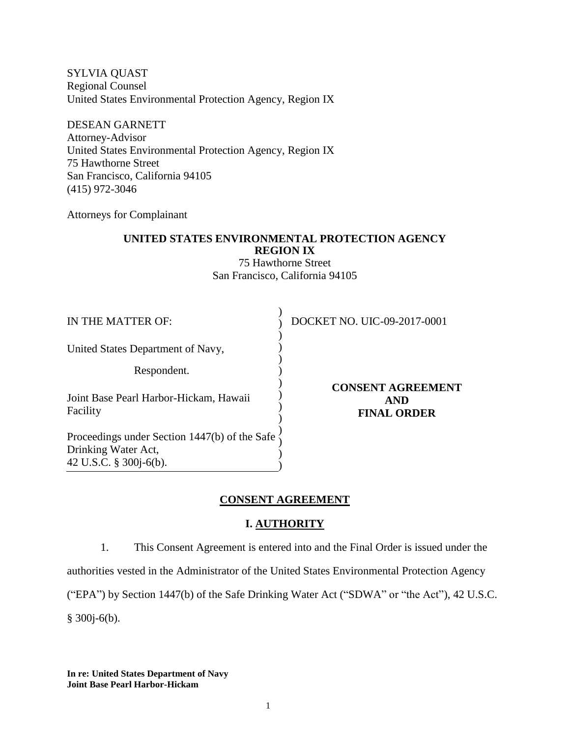SYLVIA QUAST
Regional Counsel
United States Environmental Protection Agency, Region IX

DESEAN GARNETT
Attorney-Advisor
United States Environmental Protection Agency, Region IX
75 Hawthorne Street
San Francisco, California 94105
(415) 972-3046

Attorneys for Complainant

**UNITED STATES ENVIRONMENTAL PROTECTION AGENCY**
**REGION IX**
75 Hawthorne Street
San Francisco, California 94105

| | |
|---|---|
| IN THE MATTER OF: | DOCKET NO. UIC-09-2017-0001 |
| United States Department of Navy, | |
| Respondent. | **CONSENT AGREEMENT AND FINAL ORDER** |
| Joint Base Pearl Harbor-Hickam, Hawaii Facility | |
| Proceedings under Section 1447(b) of the Safe Drinking Water Act, 42 U.S.C. § 300j-6(b). | |

## CONSENT AGREEMENT

### I. AUTHORITY

1. This Consent Agreement is entered into and the Final Order is issued under the authorities vested in the Administrator of the United States Environmental Protection Agency ("EPA") by Section 1447(b) of the Safe Drinking Water Act ("SDWA" or "the Act"), 42 U.S.C. § 300j-6(b).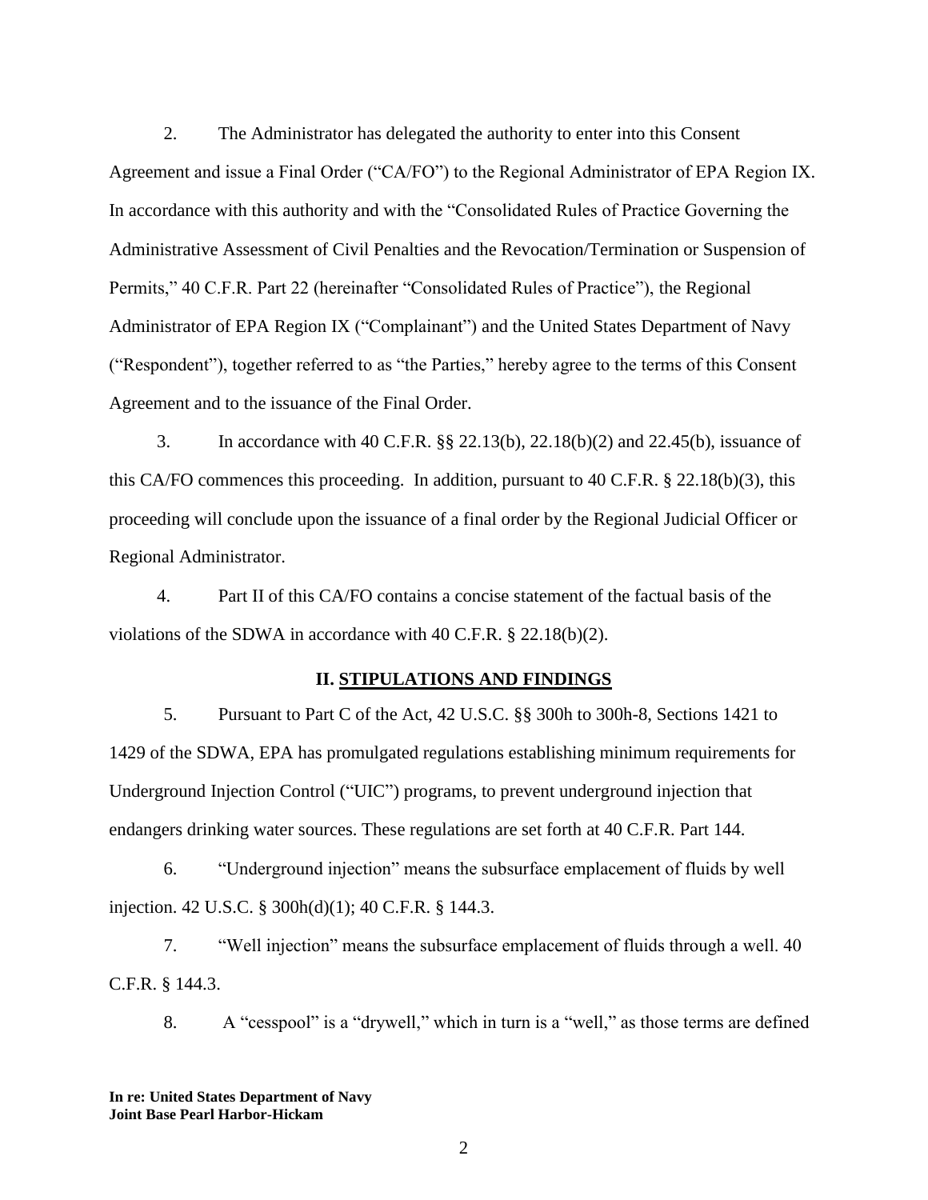2. The Administrator has delegated the authority to enter into this Consent Agreement and issue a Final Order ("CA/FO") to the Regional Administrator of EPA Region IX. In accordance with this authority and with the "Consolidated Rules of Practice Governing the Administrative Assessment of Civil Penalties and the Revocation/Termination or Suspension of Permits," 40 C.F.R. Part 22 (hereinafter "Consolidated Rules of Practice"), the Regional Administrator of EPA Region IX ("Complainant") and the United States Department of Navy ("Respondent"), together referred to as "the Parties," hereby agree to the terms of this Consent Agreement and to the issuance of the Final Order.

3. In accordance with 40 C.F.R. §§ 22.13(b), 22.18(b)(2) and 22.45(b), issuance of this CA/FO commences this proceeding. In addition, pursuant to 40 C.F.R. § 22.18(b)(3), this proceeding will conclude upon the issuance of a final order by the Regional Judicial Officer or Regional Administrator.

4. Part II of this CA/FO contains a concise statement of the factual basis of the violations of the SDWA in accordance with 40 C.F.R. § 22.18(b)(2).

## II. STIPULATIONS AND FINDINGS

5. Pursuant to Part C of the Act, 42 U.S.C. §§ 300h to 300h-8, Sections 1421 to 1429 of the SDWA, EPA has promulgated regulations establishing minimum requirements for Underground Injection Control ("UIC") programs, to prevent underground injection that endangers drinking water sources. These regulations are set forth at 40 C.F.R. Part 144.

6. "Underground injection" means the subsurface emplacement of fluids by well injection. 42 U.S.C. § 300h(d)(1); 40 C.F.R. § 144.3.

7. "Well injection" means the subsurface emplacement of fluids through a well. 40 C.F.R. § 144.3.

8. A "cesspool" is a "drywell," which in turn is a "well," as those terms are defined

**In re: United States Department of Navy**
**Joint Base Pearl Harbor-Hickam**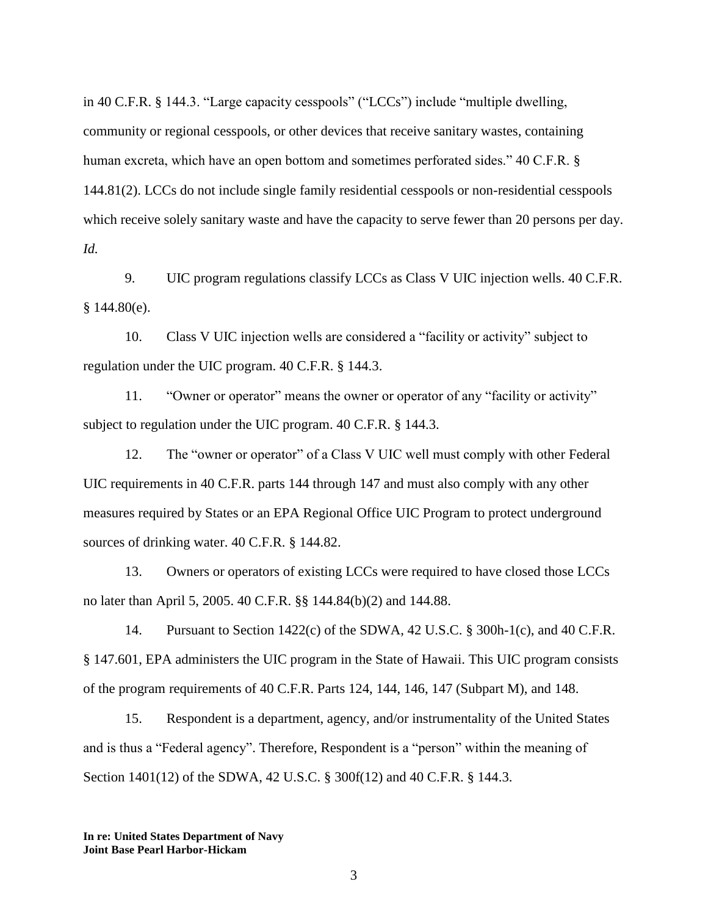in 40 C.F.R. § 144.3. "Large capacity cesspools" ("LCCs") include "multiple dwelling, community or regional cesspools, or other devices that receive sanitary wastes, containing human excreta, which have an open bottom and sometimes perforated sides." 40 C.F.R. § 144.81(2). LCCs do not include single family residential cesspools or non-residential cesspools which receive solely sanitary waste and have the capacity to serve fewer than 20 persons per day. *Id.*

9. UIC program regulations classify LCCs as Class V UIC injection wells. 40 C.F.R. § 144.80(e).

10. Class V UIC injection wells are considered a "facility or activity" subject to regulation under the UIC program. 40 C.F.R. § 144.3.

11. "Owner or operator" means the owner or operator of any "facility or activity" subject to regulation under the UIC program. 40 C.F.R. § 144.3.

12. The "owner or operator" of a Class V UIC well must comply with other Federal UIC requirements in 40 C.F.R. parts 144 through 147 and must also comply with any other measures required by States or an EPA Regional Office UIC Program to protect underground sources of drinking water. 40 C.F.R. § 144.82.

13. Owners or operators of existing LCCs were required to have closed those LCCs no later than April 5, 2005. 40 C.F.R. §§ 144.84(b)(2) and 144.88.

14. Pursuant to Section 1422(c) of the SDWA, 42 U.S.C. § 300h-1(c), and 40 C.F.R. § 147.601, EPA administers the UIC program in the State of Hawaii. This UIC program consists of the program requirements of 40 C.F.R. Parts 124, 144, 146, 147 (Subpart M), and 148.

15. Respondent is a department, agency, and/or instrumentality of the United States and is thus a "Federal agency". Therefore, Respondent is a "person" within the meaning of Section 1401(12) of the SDWA, 42 U.S.C. § 300f(12) and 40 C.F.R. § 144.3.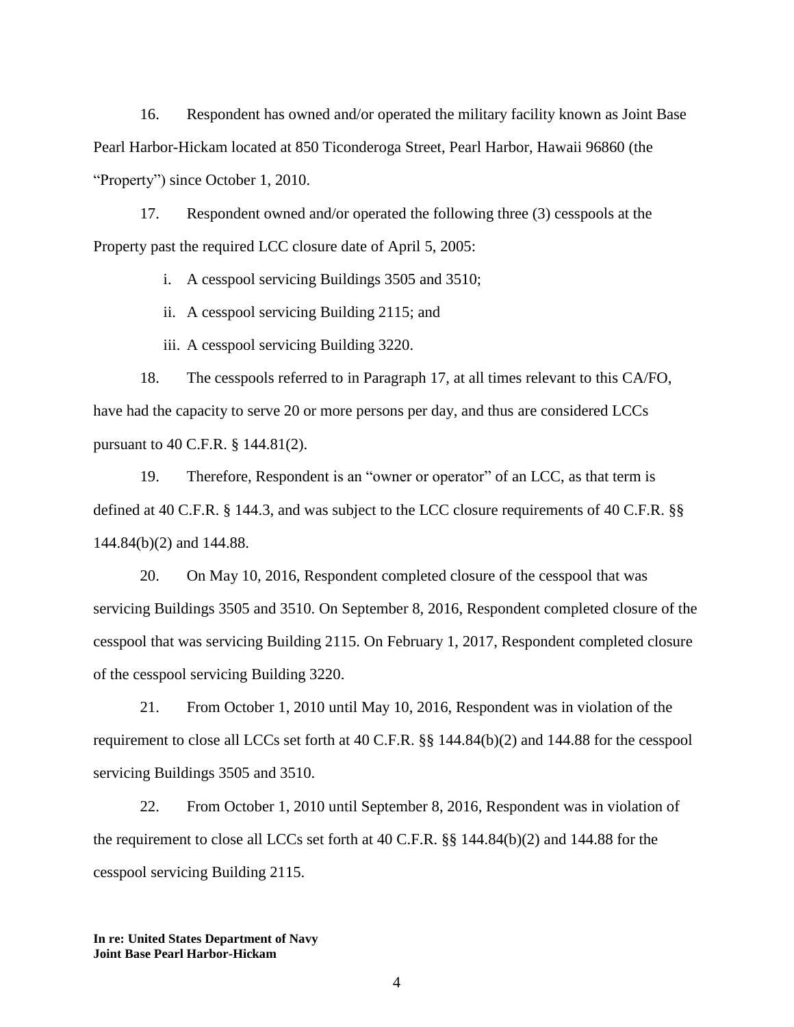16. Respondent has owned and/or operated the military facility known as Joint Base Pearl Harbor-Hickam located at 850 Ticonderoga Street, Pearl Harbor, Hawaii 96860 (the "Property") since October 1, 2010.

17. Respondent owned and/or operated the following three (3) cesspools at the Property past the required LCC closure date of April 5, 2005:

i. A cesspool servicing Buildings 3505 and 3510;

ii. A cesspool servicing Building 2115; and

iii. A cesspool servicing Building 3220.

18. The cesspools referred to in Paragraph 17, at all times relevant to this CA/FO, have had the capacity to serve 20 or more persons per day, and thus are considered LCCs pursuant to 40 C.F.R. § 144.81(2).

19. Therefore, Respondent is an "owner or operator" of an LCC, as that term is defined at 40 C.F.R. § 144.3, and was subject to the LCC closure requirements of 40 C.F.R. §§ 144.84(b)(2) and 144.88.

20. On May 10, 2016, Respondent completed closure of the cesspool that was servicing Buildings 3505 and 3510. On September 8, 2016, Respondent completed closure of the cesspool that was servicing Building 2115. On February 1, 2017, Respondent completed closure of the cesspool servicing Building 3220.

21. From October 1, 2010 until May 10, 2016, Respondent was in violation of the requirement to close all LCCs set forth at 40 C.F.R. §§ 144.84(b)(2) and 144.88 for the cesspool servicing Buildings 3505 and 3510.

22. From October 1, 2010 until September 8, 2016, Respondent was in violation of the requirement to close all LCCs set forth at 40 C.F.R. §§ 144.84(b)(2) and 144.88 for the cesspool servicing Building 2115.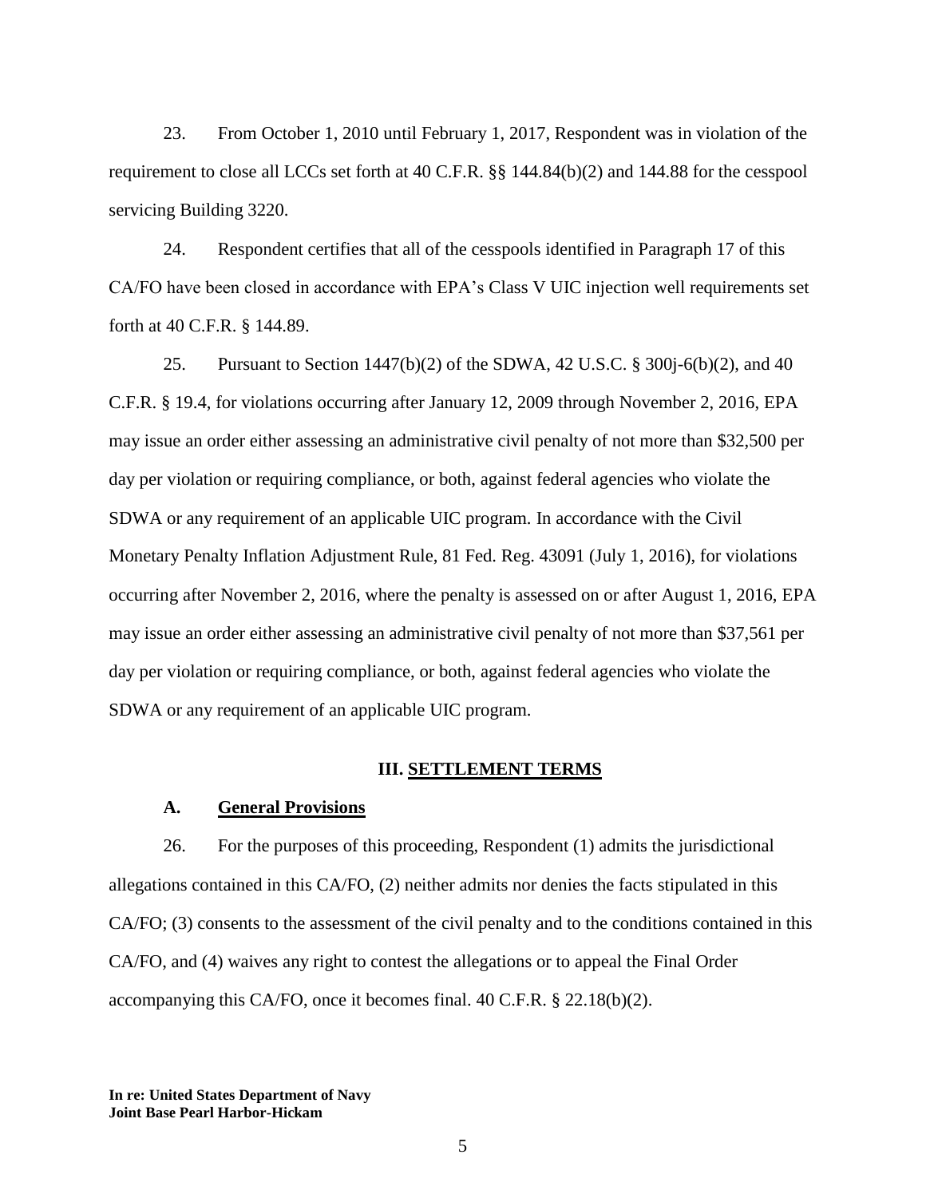23. From October 1, 2010 until February 1, 2017, Respondent was in violation of the requirement to close all LCCs set forth at 40 C.F.R. §§ 144.84(b)(2) and 144.88 for the cesspool servicing Building 3220.

24. Respondent certifies that all of the cesspools identified in Paragraph 17 of this CA/FO have been closed in accordance with EPA's Class V UIC injection well requirements set forth at 40 C.F.R. § 144.89.

25. Pursuant to Section 1447(b)(2) of the SDWA, 42 U.S.C. § 300j-6(b)(2), and 40 C.F.R. § 19.4, for violations occurring after January 12, 2009 through November 2, 2016, EPA may issue an order either assessing an administrative civil penalty of not more than $32,500 per day per violation or requiring compliance, or both, against federal agencies who violate the SDWA or any requirement of an applicable UIC program. In accordance with the Civil Monetary Penalty Inflation Adjustment Rule, 81 Fed. Reg. 43091 (July 1, 2016), for violations occurring after November 2, 2016, where the penalty is assessed on or after August 1, 2016, EPA may issue an order either assessing an administrative civil penalty of not more than $37,561 per day per violation or requiring compliance, or both, against federal agencies who violate the SDWA or any requirement of an applicable UIC program.

## III. SETTLEMENT TERMS

### A. General Provisions

26. For the purposes of this proceeding, Respondent (1) admits the jurisdictional allegations contained in this CA/FO, (2) neither admits nor denies the facts stipulated in this CA/FO; (3) consents to the assessment of the civil penalty and to the conditions contained in this CA/FO, and (4) waives any right to contest the allegations or to appeal the Final Order accompanying this CA/FO, once it becomes final. 40 C.F.R. § 22.18(b)(2).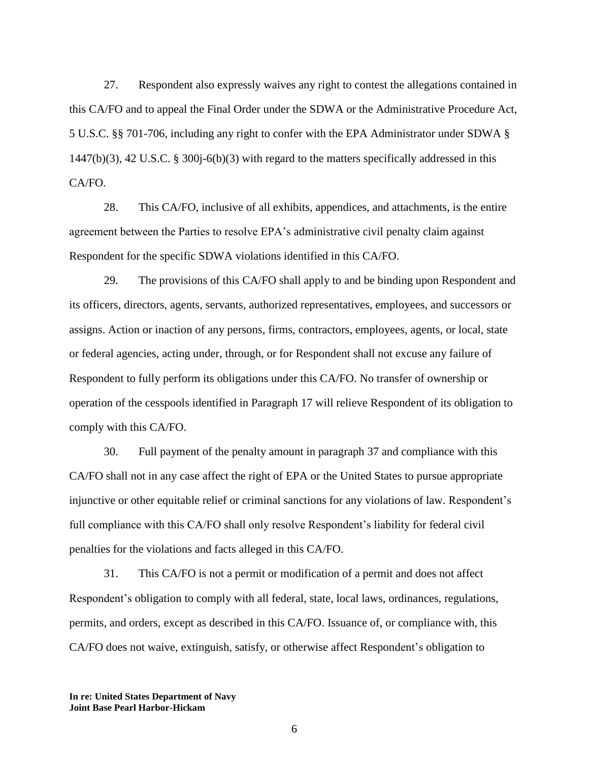27. Respondent also expressly waives any right to contest the allegations contained in this CA/FO and to appeal the Final Order under the SDWA or the Administrative Procedure Act, 5 U.S.C. §§ 701-706, including any right to confer with the EPA Administrator under SDWA § 1447(b)(3), 42 U.S.C. § 300j-6(b)(3) with regard to the matters specifically addressed in this CA/FO.

28. This CA/FO, inclusive of all exhibits, appendices, and attachments, is the entire agreement between the Parties to resolve EPA's administrative civil penalty claim against Respondent for the specific SDWA violations identified in this CA/FO.

29. The provisions of this CA/FO shall apply to and be binding upon Respondent and its officers, directors, agents, servants, authorized representatives, employees, and successors or assigns. Action or inaction of any persons, firms, contractors, employees, agents, or local, state or federal agencies, acting under, through, or for Respondent shall not excuse any failure of Respondent to fully perform its obligations under this CA/FO. No transfer of ownership or operation of the cesspools identified in Paragraph 17 will relieve Respondent of its obligation to comply with this CA/FO.

30. Full payment of the penalty amount in paragraph 37 and compliance with this CA/FO shall not in any case affect the right of EPA or the United States to pursue appropriate injunctive or other equitable relief or criminal sanctions for any violations of law. Respondent's full compliance with this CA/FO shall only resolve Respondent's liability for federal civil penalties for the violations and facts alleged in this CA/FO.

31. This CA/FO is not a permit or modification of a permit and does not affect Respondent's obligation to comply with all federal, state, local laws, ordinances, regulations, permits, and orders, except as described in this CA/FO. Issuance of, or compliance with, this CA/FO does not waive, extinguish, satisfy, or otherwise affect Respondent's obligation to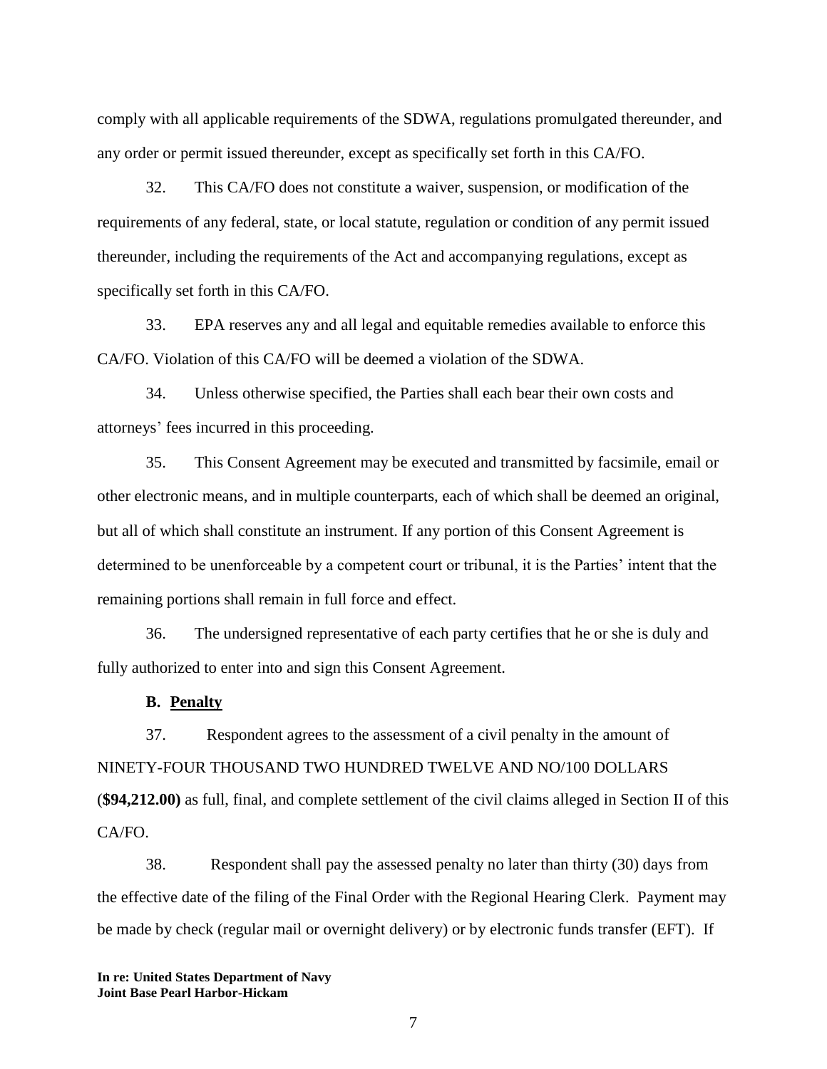comply with all applicable requirements of the SDWA, regulations promulgated thereunder, and any order or permit issued thereunder, except as specifically set forth in this CA/FO.

32. This CA/FO does not constitute a waiver, suspension, or modification of the requirements of any federal, state, or local statute, regulation or condition of any permit issued thereunder, including the requirements of the Act and accompanying regulations, except as specifically set forth in this CA/FO.

33. EPA reserves any and all legal and equitable remedies available to enforce this CA/FO. Violation of this CA/FO will be deemed a violation of the SDWA.

34. Unless otherwise specified, the Parties shall each bear their own costs and attorneys' fees incurred in this proceeding.

35. This Consent Agreement may be executed and transmitted by facsimile, email or other electronic means, and in multiple counterparts, each of which shall be deemed an original, but all of which shall constitute an instrument. If any portion of this Consent Agreement is determined to be unenforceable by a competent court or tribunal, it is the Parties' intent that the remaining portions shall remain in full force and effect.

36. The undersigned representative of each party certifies that he or she is duly and fully authorized to enter into and sign this Consent Agreement.

**B. <u>Penalty</u>**

37. Respondent agrees to the assessment of a civil penalty in the amount of NINETY-FOUR THOUSAND TWO HUNDRED TWELVE AND NO/100 DOLLARS (**$94,212.00)** as full, final, and complete settlement of the civil claims alleged in Section II of this CA/FO.

38. Respondent shall pay the assessed penalty no later than thirty (30) days from the effective date of the filing of the Final Order with the Regional Hearing Clerk. Payment may be made by check (regular mail or overnight delivery) or by electronic funds transfer (EFT). If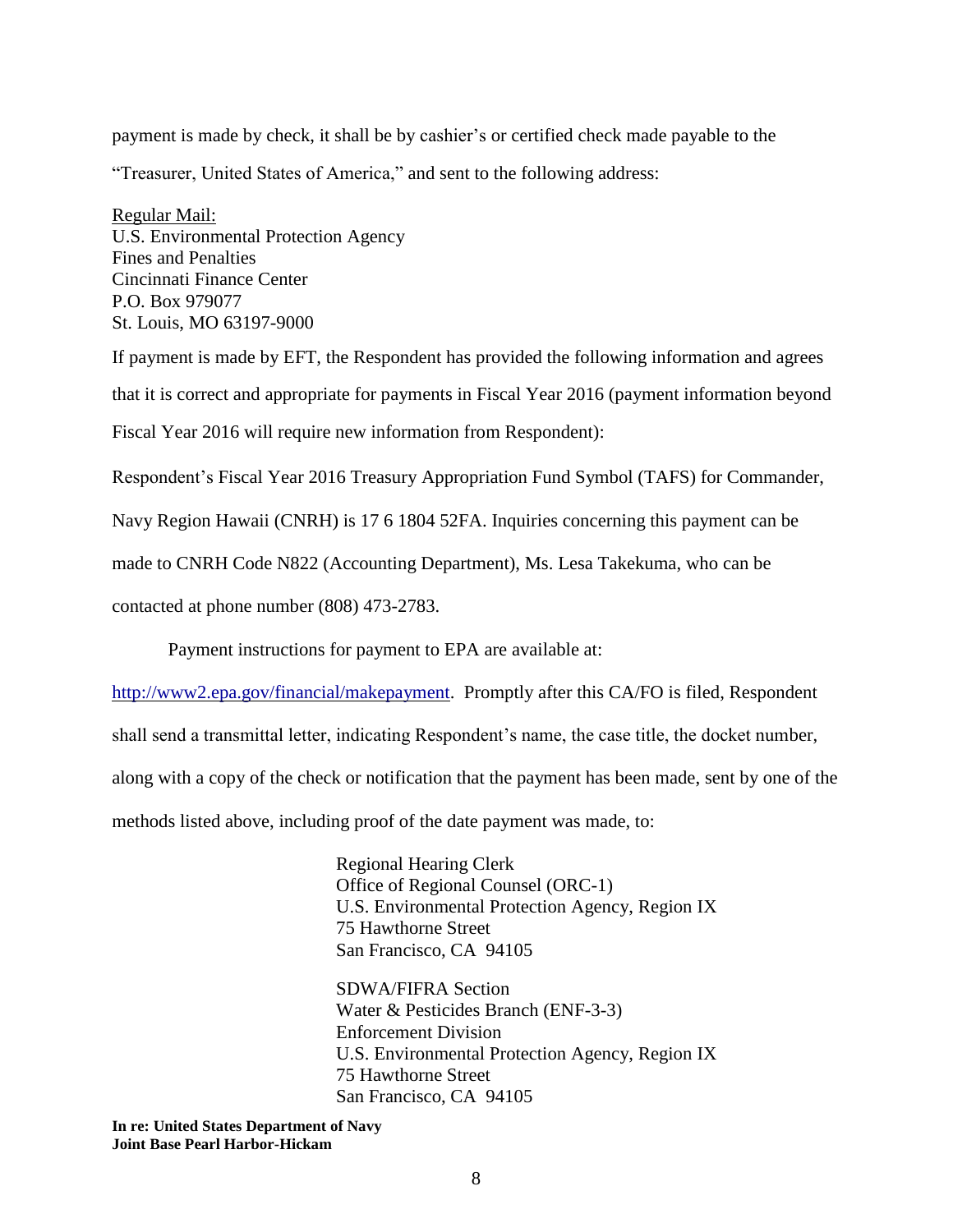payment is made by check, it shall be by cashier's or certified check made payable to the "Treasurer, United States of America," and sent to the following address:

Regular Mail:
U.S. Environmental Protection Agency
Fines and Penalties
Cincinnati Finance Center
P.O. Box 979077
St. Louis, MO 63197-9000

If payment is made by EFT, the Respondent has provided the following information and agrees that it is correct and appropriate for payments in Fiscal Year 2016 (payment information beyond Fiscal Year 2016 will require new information from Respondent):

Respondent's Fiscal Year 2016 Treasury Appropriation Fund Symbol (TAFS) for Commander, Navy Region Hawaii (CNRH) is 17 6 1804 52FA. Inquiries concerning this payment can be made to CNRH Code N822 (Accounting Department), Ms. Lesa Takekuma, who can be contacted at phone number (808) 473-2783.

Payment instructions for payment to EPA are available at: http://www2.epa.gov/financial/makepayment. Promptly after this CA/FO is filed, Respondent shall send a transmittal letter, indicating Respondent's name, the case title, the docket number, along with a copy of the check or notification that the payment has been made, sent by one of the methods listed above, including proof of the date payment was made, to:

Regional Hearing Clerk
Office of Regional Counsel (ORC-1)
U.S. Environmental Protection Agency, Region IX
75 Hawthorne Street
San Francisco, CA 94105

SDWA/FIFRA Section
Water & Pesticides Branch (ENF-3-3)
Enforcement Division
U.S. Environmental Protection Agency, Region IX
75 Hawthorne Street
San Francisco, CA 94105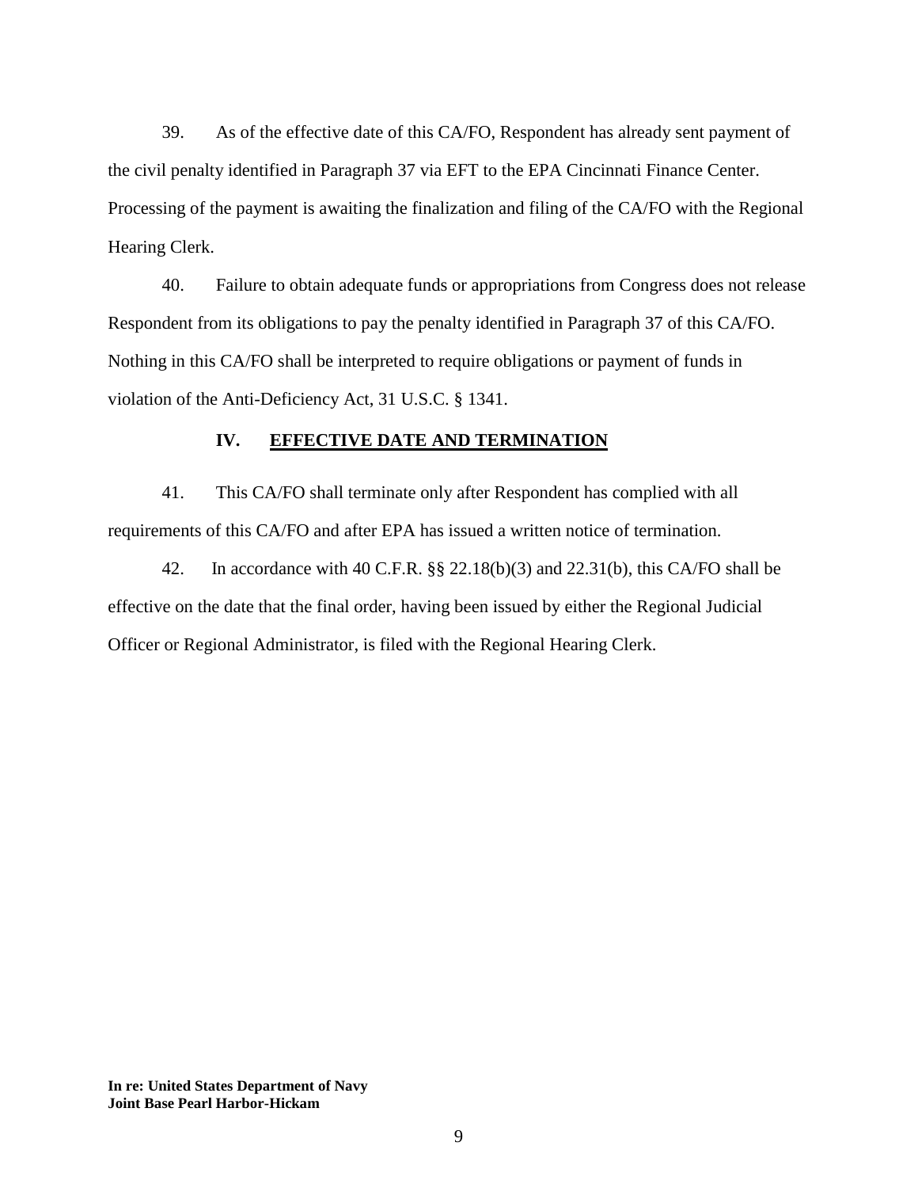39. As of the effective date of this CA/FO, Respondent has already sent payment of the civil penalty identified in Paragraph 37 via EFT to the EPA Cincinnati Finance Center. Processing of the payment is awaiting the finalization and filing of the CA/FO with the Regional Hearing Clerk.

40. Failure to obtain adequate funds or appropriations from Congress does not release Respondent from its obligations to pay the penalty identified in Paragraph 37 of this CA/FO. Nothing in this CA/FO shall be interpreted to require obligations or payment of funds in violation of the Anti-Deficiency Act, 31 U.S.C. § 1341.

## IV. EFFECTIVE DATE AND TERMINATION

41. This CA/FO shall terminate only after Respondent has complied with all requirements of this CA/FO and after EPA has issued a written notice of termination.

42. In accordance with 40 C.F.R. §§ 22.18(b)(3) and 22.31(b), this CA/FO shall be effective on the date that the final order, having been issued by either the Regional Judicial Officer or Regional Administrator, is filed with the Regional Hearing Clerk.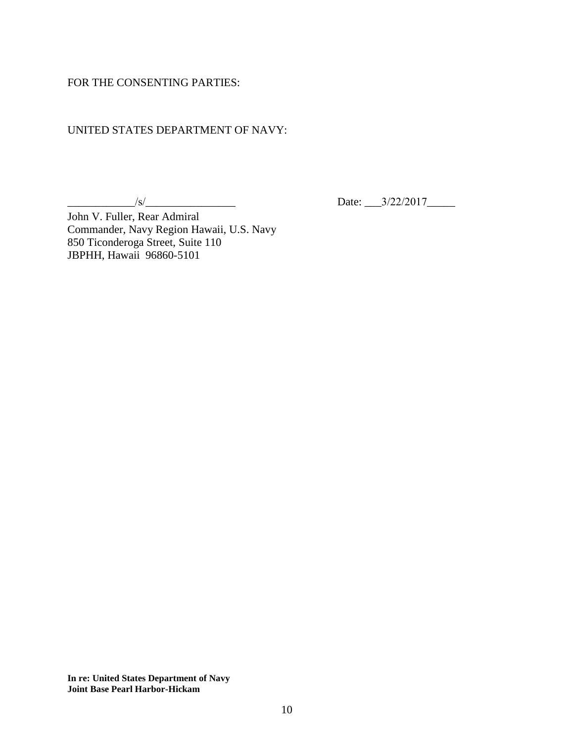FOR THE CONSENTING PARTIES:

UNITED STATES DEPARTMENT OF NAVY:

____________/s/________________ Date: ___3/22/2017_____

John V. Fuller, Rear Admiral
Commander, Navy Region Hawaii, U.S. Navy
850 Ticonderoga Street, Suite 110
JBPHH, Hawaii 96860-5101

**In re: United States Department of Navy**
**Joint Base Pearl Harbor-Hickam**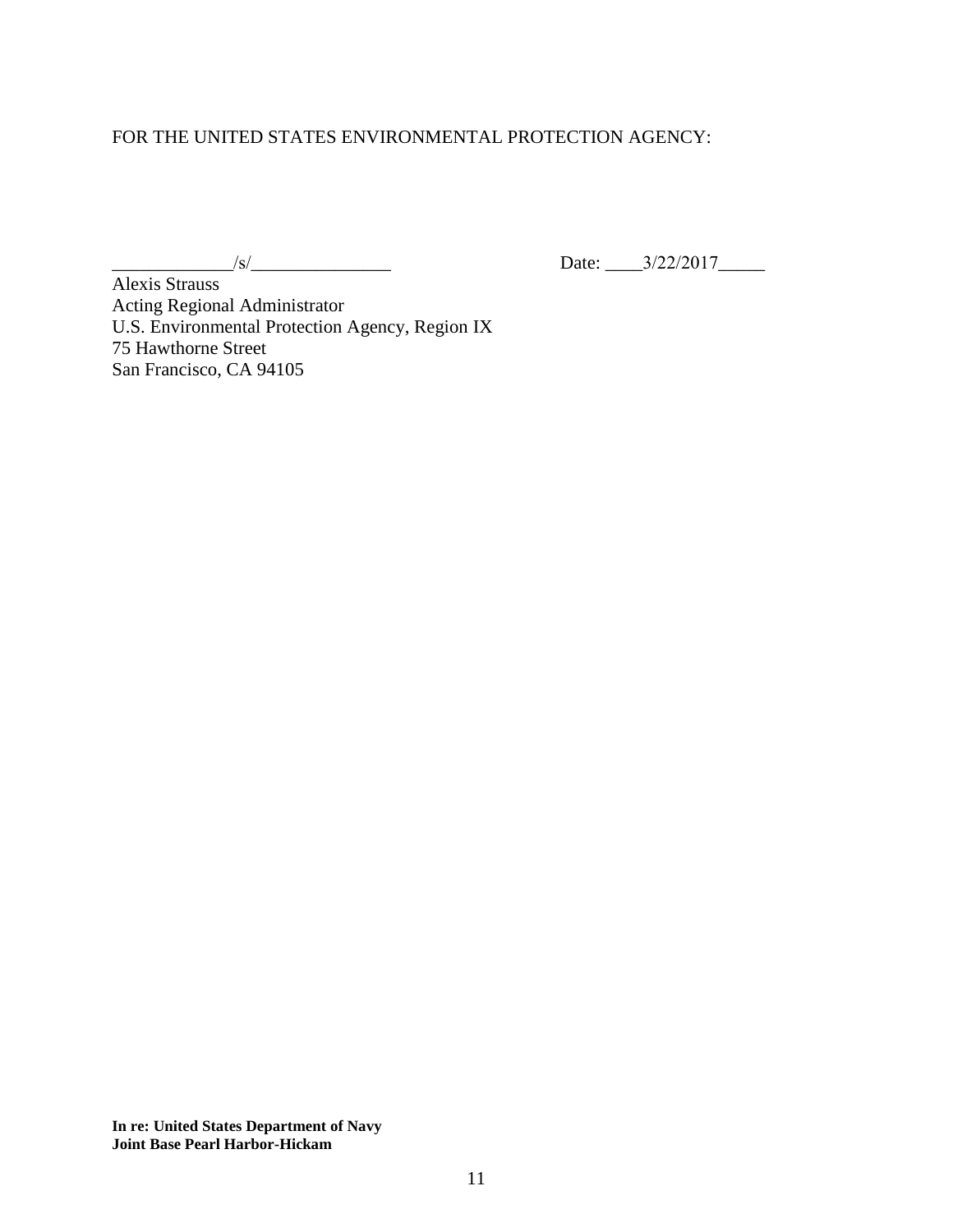FOR THE UNITED STATES ENVIRONMENTAL PROTECTION AGENCY:

_____________/s/_______________ Date: ____3/22/2017_____

Alexis Strauss
Acting Regional Administrator
U.S. Environmental Protection Agency, Region IX
75 Hawthorne Street
San Francisco, CA 94105

**In re: United States Department of Navy**
**Joint Base Pearl Harbor-Hickam**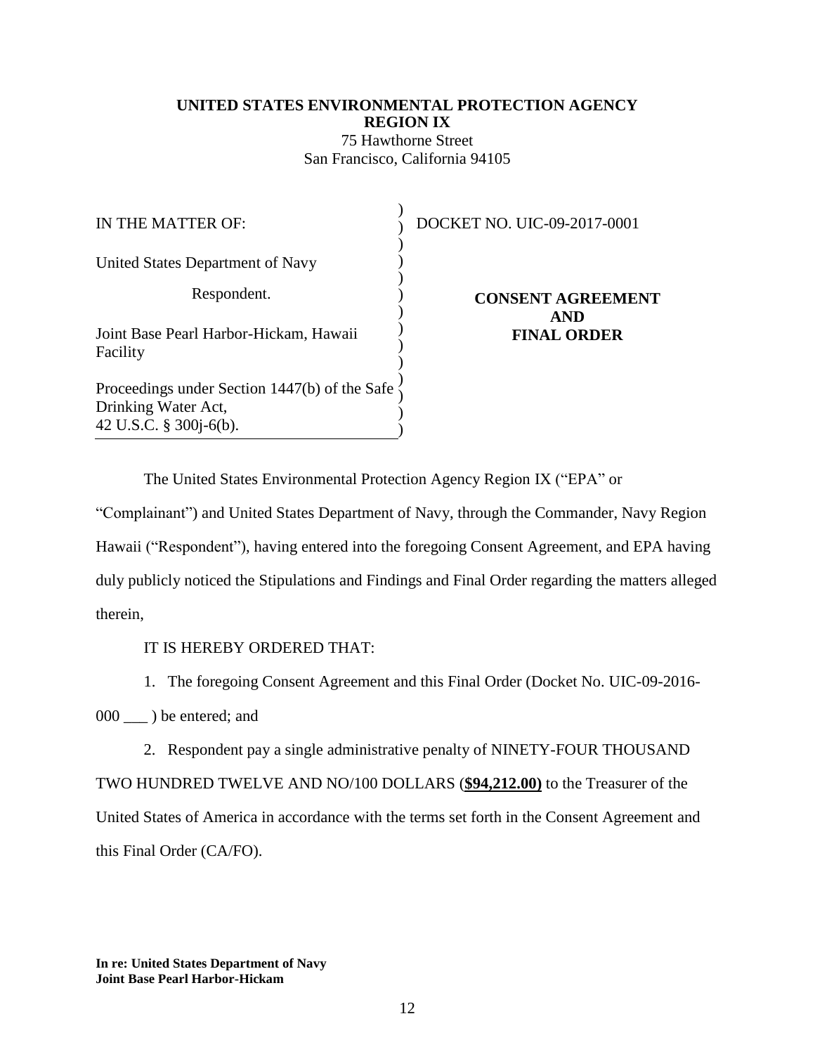**UNITED STATES ENVIRONMENTAL PROTECTION AGENCY**
**REGION IX**
75 Hawthorne Street
San Francisco, California 94105

| | |
|---|---|
| IN THE MATTER OF:<br><br>United States Department of Navy<br><br>Respondent.<br><br>Joint Base Pearl Harbor-Hickam, Hawaii Facility<br><br>Proceedings under Section 1447(b) of the Safe Drinking Water Act, 42 U.S.C. § 300j-6(b). | DOCKET NO. UIC-09-2017-0001<br><br>**CONSENT AGREEMENT AND FINAL ORDER** |

The United States Environmental Protection Agency Region IX ("EPA" or "Complainant") and United States Department of Navy, through the Commander, Navy Region Hawaii ("Respondent"), having entered into the foregoing Consent Agreement, and EPA having duly publicly noticed the Stipulations and Findings and Final Order regarding the matters alleged therein,

IT IS HEREBY ORDERED THAT:

1. The foregoing Consent Agreement and this Final Order (Docket No. UIC-09-2016-000 ___ ) be entered; and

2. Respondent pay a single administrative penalty of NINETY-FOUR THOUSAND TWO HUNDRED TWELVE AND NO/100 DOLLARS (**<u>$94,212.00)</u>** to the Treasurer of the United States of America in accordance with the terms set forth in the Consent Agreement and this Final Order (CA/FO).

**In re: United States Department of Navy**
**Joint Base Pearl Harbor-Hickam**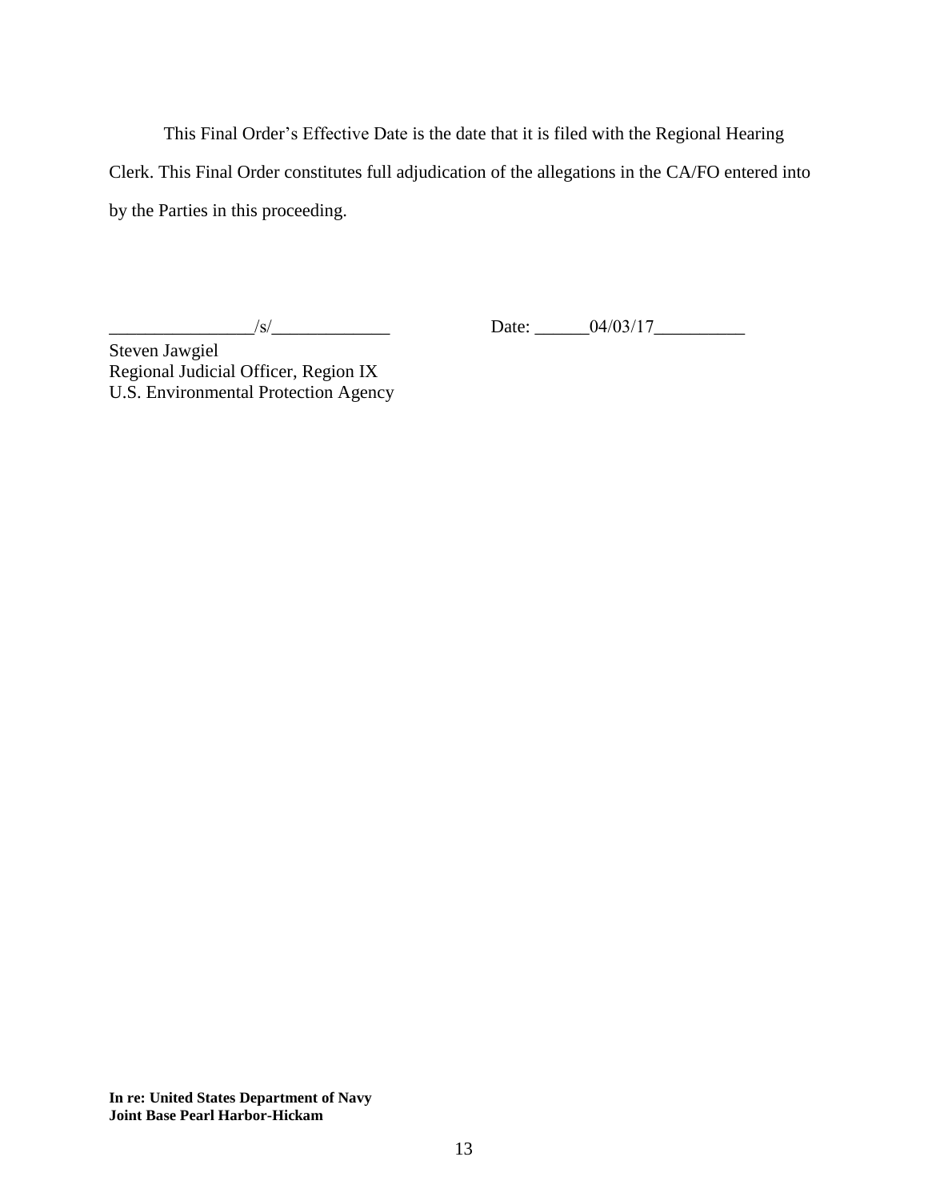This Final Order's Effective Date is the date that it is filed with the Regional Hearing Clerk. This Final Order constitutes full adjudication of the allegations in the CA/FO entered into by the Parties in this proceeding.

________________/s/_____________ Date: ______04/03/17__________

Steven Jawgiel
Regional Judicial Officer, Region IX
U.S. Environmental Protection Agency